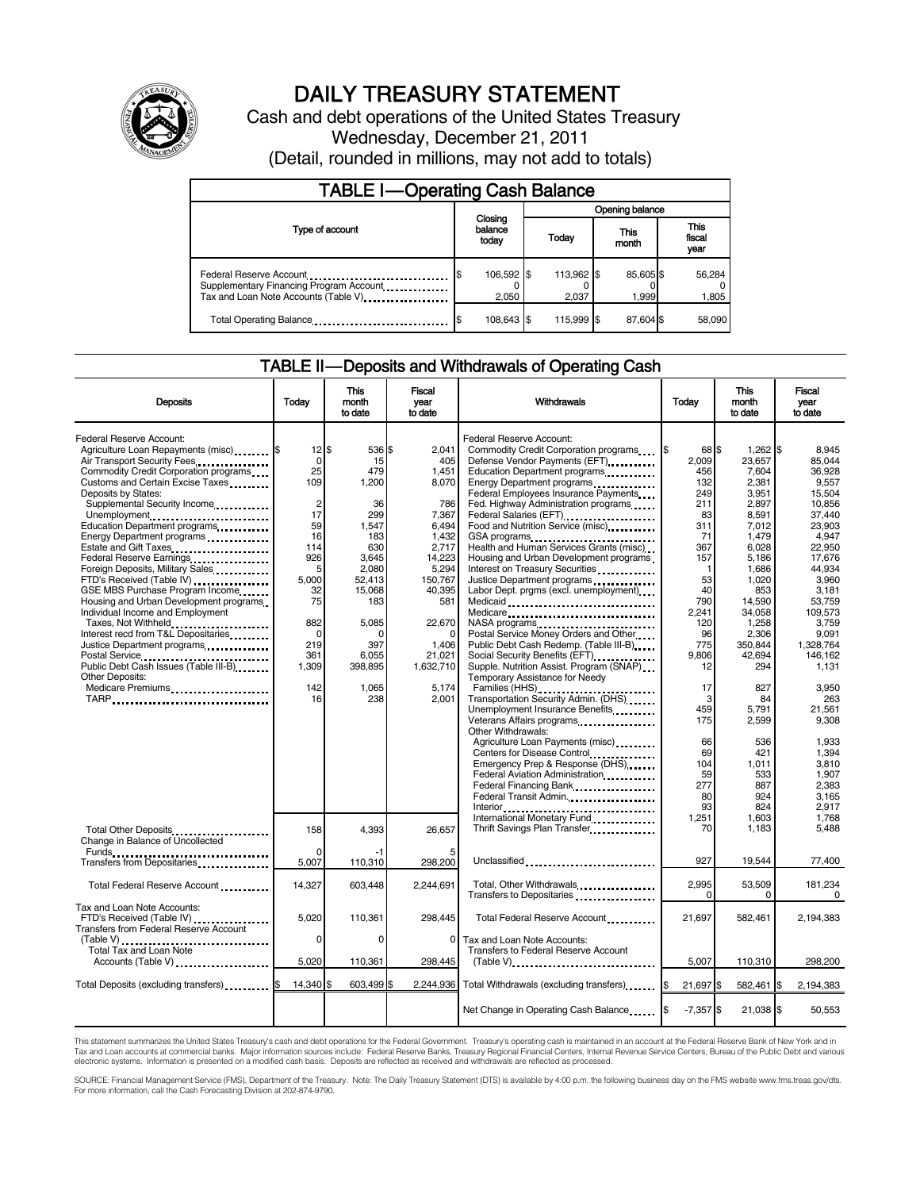# DAILY TREASURY STATEMENT

Cash and debt operations of the United States Treasury

Wednesday, December 21, 2011

(Detail, rounded in millions, may not add to totals)

## TABLE I—Operating Cash Balance

| Type of account | Closing balance today | Opening balance Today | Opening balance This month | Opening balance This fiscal year |
|---|---|---|---|---|
| Federal Reserve Account | $ 106,592 | $ 113,962 | $ 85,605 | $ 56,284 |
| Supplementary Financing Program Account | 0 | 0 | 0 | 0 |
| Tax and Loan Note Accounts (Table V) | 2,050 | 2,037 | 1,999 | 1,805 |
| Total Operating Balance | $ 108,643 | $ 115,999 | $ 87,604 | $ 58,090 |

## TABLE II—Deposits and Withdrawals of Operating Cash

| Deposits | Today | This month to date | Fiscal year to date | Withdrawals | Today | This month to date | Fiscal year to date |
|---|---|---|---|---|---|---|---|
| Federal Reserve Account: | | | | Federal Reserve Account: | | | |
| Agriculture Loan Repayments (misc) | $ 12 | $ 536 | $ 2,041 | Commodity Credit Corporation programs | $ 68 | $ 1,262 | $ 8,945 |
| Air Transport Security Fees | 0 | 15 | 405 | Defense Vendor Payments (EFT) | 2,009 | 23,657 | 85,044 |
| Commodity Credit Corporation programs | 25 | 479 | 1,451 | Education Department programs | 456 | 7,604 | 36,928 |
| Customs and Certain Excise Taxes | 109 | 1,200 | 8,070 | Energy Department programs | 132 | 2,381 | 9,557 |
| Deposits by States: | | | | Federal Employees Insurance Payments | 249 | 3,951 | 15,504 |
| Supplemental Security Income | 2 | 36 | 786 | Fed. Highway Administration programs | 211 | 2,897 | 10,856 |
| Unemployment | 17 | 299 | 7,367 | Federal Salaries (EFT) | 83 | 8,591 | 37,440 |
| Education Department programs | 59 | 1,547 | 6,494 | Food and Nutrition Service (misc) | 311 | 7,012 | 23,903 |
| Energy Department programs | 16 | 183 | 1,432 | GSA programs | 71 | 1,479 | 4,947 |
| Estate and Gift Taxes | 114 | 630 | 2,717 | Health and Human Services Grants (misc) | 367 | 6,028 | 22,950 |
| Federal Reserve Earnings | 926 | 3,645 | 14,223 | Housing and Urban Development programs | 157 | 5,186 | 17,676 |
| Foreign Deposits, Military Sales | 5 | 2,080 | 5,294 | Interest on Treasury Securities | 1 | 1,686 | 44,934 |
| FTD's Received (Table IV) | 5,000 | 52,413 | 150,767 | Justice Department programs | 53 | 1,020 | 3,960 |
| GSE MBS Purchase Program Income | 32 | 15,068 | 40,395 | Labor Dept. prgms (excl. unemployment) | 40 | 853 | 3,181 |
| Housing and Urban Development programs | 75 | 183 | 581 | Medicaid | 790 | 14,590 | 53,759 |
| Individual Income and Employment Taxes, Not Withheld | 882 | 5,085 | 22,670 | Medicare | 2,241 | 34,058 | 109,573 |
| Interest recd from T&L Depositaries | 0 | 0 | 0 | NASA programs | 120 | 1,258 | 3,759 |
| Justice Department programs | 219 | 397 | 1,406 | Postal Service Money Orders and Other | 96 | 2,306 | 9,091 |
| Postal Service | 361 | 6,055 | 21,021 | Public Debt Cash Redemp. (Table III-B) | 775 | 350,844 | 1,328,764 |
| Public Debt Cash Issues (Table III-B) | 1,309 | 398,895 | 1,632,710 | Social Security Benefits (EFT) | 9,806 | 42,694 | 146,162 |
| Other Deposits: | | | | Supple. Nutrition Assist. Program (SNAP) | 12 | 294 | 1,131 |
| Medicare Premiums | 142 | 1,065 | 5,174 | Temporary Assistance for Needy Families (HHS) | 17 | 827 | 3,950 |
| TARP | 16 | 238 | 2,001 | Transportation Security Admin. (DHS) | 3 | 84 | 263 |
| | | | | Unemployment Insurance Benefits | 459 | 5,791 | 21,561 |
| | | | | Veterans Affairs programs | 175 | 2,599 | 9,308 |
| | | | | Other Withdrawals: | | | |
| | | | | Agriculture Loan Payments (misc) | 66 | 536 | 1,933 |
| | | | | Centers for Disease Control | 69 | 421 | 1,394 |
| | | | | Emergency Prep & Response (DHS) | 104 | 1,011 | 3,810 |
| | | | | Federal Aviation Administration | 59 | 533 | 1,907 |
| | | | | Federal Financing Bank | 277 | 887 | 2,383 |
| | | | | Federal Transit Admin. | 80 | 924 | 3,165 |
| | | | | Interior | 93 | 824 | 2,917 |
| | | | | International Monetary Fund | 1,251 | 1,603 | 1,768 |
| Total Other Deposits | 158 | 4,393 | 26,657 | Thrift Savings Plan Transfer | 70 | 1,183 | 5,488 |
| Change in Balance of Uncollected Funds | 0 | -1 | 5 | | | | |
| Transfers from Depositaries | 5,007 | 110,310 | 298,200 | Unclassified | 927 | 19,544 | 77,400 |
| Total Federal Reserve Account | 14,327 | 603,448 | 2,244,691 | Total, Other Withdrawals | 2,995 | 53,509 | 181,234 |
| | | | | Transfers to Depositaries | 0 | 0 | 0 |
| Tax and Loan Note Accounts: | | | | | | | |
| FTD's Received (Table IV) | 5,020 | 110,361 | 298,445 | Total Federal Reserve Account | 21,697 | 582,461 | 2,194,383 |
| Transfers from Federal Reserve Account (Table V) | 0 | 0 | 0 | Tax and Loan Note Accounts: | | | |
| Total Tax and Loan Note Accounts (Table V) | 5,020 | 110,361 | 298,445 | Transfers to Federal Reserve Account (Table V) | 5,007 | 110,310 | 298,200 |
| Total Deposits (excluding transfers) | $ 14,340 | $ 603,499 | $ 2,244,936 | Total Withdrawals (excluding transfers) | $ 21,697 | $ 582,461 | $ 2,194,383 |
| | | | | Net Change in Operating Cash Balance | $ -7,357 | $ 21,038 | $ 50,553 |

This statement summarizes the United States Treasury's cash and debt operations for the Federal Government. Treasury's operating cash is maintained in an account at the Federal Reserve Bank of New York and in Tax and Loan accounts at commercial banks. Major information sources include: Federal Reserve Banks, Treasury Regional Financial Centers, Internal Revenue Service Centers, Bureau of the Public Debt and various electronic systems. Information is presented on a modified cash basis. Deposits are reflected as received and withdrawals are reflected as processed.

SOURCE: Financial Management Service (FMS), Department of the Treasury. Note: The Daily Treasury Statement (DTS) is available by 4:00 p.m. the following business day on the FMS website www.fms.treas.gov/dts. For more information, call the Cash Forecasting Division at 202-874-9790.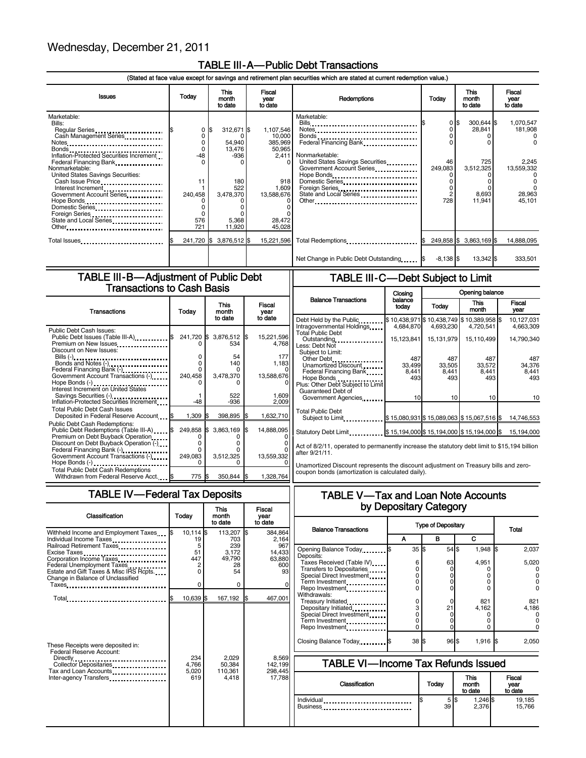Wednesday, December 21, 2011

## TABLE III-A—Public Debt Transactions

(Stated at face value except for savings and retirement plan securities which are stated at current redemption value.)

| Issues | Today | This month to date | Fiscal year to date |
|---|---|---|---|
| Marketable: | | | |
| Bills: | | | |
| Regular Series | $ 0 | $ 312,671 | $ 1,107,546 |
| Cash Management Series | 0 | 0 | 10,000 |
| Notes | 0 | 54,940 | 385,969 |
| Bonds | 0 | 13,476 | 50,965 |
| Inflation-Protected Securities Increment | -48 | -936 | 2,411 |
| Federal Financing Bank | 0 | 0 | 0 |
| Nonmarketable: | | | |
| United States Savings Securities: | | | |
| Cash Issue Price | 11 | 180 | 918 |
| Interest Increment | 1 | 522 | 1,609 |
| Government Account Series | 240,458 | 3,478,370 | 13,588,676 |
| Hope Bonds | 0 | 0 | 0 |
| Domestic Series | 0 | 0 | 0 |
| Foreign Series | 0 | 0 | 0 |
| State and Local Series | 576 | 5,368 | 28,472 |
| Other | 721 | 11,920 | 45,028 |
| Total Issues | $ 241,720 | $ 3,876,512 | $ 15,221,596 |

| Redemptions | Today | This month to date | Fiscal year to date |
|---|---|---|---|
| Marketable: | | | |
| Bills | $ 0 | $ 300,644 | $ 1,070,547 |
| Notes | 0 | 28,841 | 181,908 |
| Bonds | 0 | 0 | 0 |
| Federal Financing Bank | 0 | 0 | 0 |
| Nonmarketable: | | | |
| United States Savings Securities | 46 | 725 | 2,245 |
| Government Account Series | 249,083 | 3,512,325 | 13,559,332 |
| Hope Bonds | 0 | 0 | 0 |
| Domestic Series | 0 | 0 | 0 |
| Foreign Series | 0 | 0 | 0 |
| State and Local Series | 2 | 8,693 | 28,963 |
| Other | 728 | 11,941 | 45,101 |
| Total Redemptions | $ 249,858 | $ 3,863,169 | $ 14,888,095 |
| Net Change in Public Debt Outstanding | $ -8,138 | $ 13,342 | $ 333,501 |

## TABLE III-B—Adjustment of Public Debt Transactions to Cash Basis

| Transactions | Today | This month to date | Fiscal year to date |
|---|---|---|---|
| Public Debt Cash Issues: | | | |
| Public Debt Issues (Table III-A) | $ 241,720 | $ 3,876,512 | $ 15,221,596 |
| Premium on New Issues | 0 | 534 | 4,768 |
| Discount on New Issues: | | | |
| Bills (-) | 0 | 54 | 177 |
| Bonds and Notes (-) | 0 | 140 | 1,183 |
| Federal Financing Bank (-) | 0 | 0 | 0 |
| Government Account Transactions (-) | 240,458 | 3,478,370 | 13,588,676 |
| Hope Bonds (-) | 0 | 0 | 0 |
| Interest Increment on United States Savings Securities (-) | 1 | 522 | 1,609 |
| Inflation-Protected Securities Increment | -48 | -936 | 2,009 |
| Total Public Debt Cash Issues Deposited in Federal Reserve Account | $ 1,309 | $ 398,895 | $ 1,632,710 |
| Public Debt Cash Redemptions: | | | |
| Public Debt Redemptions (Table III-A) | $ 249,858 | $ 3,863,169 | $ 14,888,095 |
| Premium on Debt Buyback Operation | 0 | 0 | 0 |
| Discount on Debt Buyback Operation (-) | 0 | 0 | 0 |
| Federal Financing Bank (-) | 0 | 0 | 0 |
| Government Account Transactions (-) | 249,083 | 3,512,325 | 13,559,332 |
| Hope Bonds (-) | 0 | 0 | 0 |
| Total Public Debt Cash Redemptions Withdrawn from Federal Reserve Acct. | $ 775 | $ 350,844 | $ 1,328,764 |

## TABLE III-C—Debt Subject to Limit

| Balance Transactions | Closing balance today | Opening balance Today | Opening balance This month | Opening balance Fiscal year |
|---|---|---|---|---|
| Debt Held by the Public | $ 10,438,971 | $ 10,438,749 | $ 10,389,958 | $ 10,127,031 |
| Intragovernmental Holdings | 4,684,870 | 4,693,230 | 4,720,541 | 4,663,309 |
| Total Public Debt Outstanding | 15,123,841 | 15,131,979 | 15,110,499 | 14,790,340 |
| Less: Debt Not Subject to Limit: | | | | |
| Other Debt | 487 | 487 | 487 | 487 |
| Unamortized Discount | 33,499 | 33,505 | 33,572 | 34,376 |
| Federal Financing Bank | 8,441 | 8,441 | 8,441 | 8,441 |
| Hope Bonds | 493 | 493 | 493 | 493 |
| Plus: Other Debt Subject to Limit Guaranteed Debt of Government Agencies | 10 | 10 | 10 | 10 |
| Total Public Debt Subject to Limit | $ 15,080,931 | $ 15,089,063 | $ 15,067,516 | $ 14,746,553 |
| Statutory Debt Limit | $ 15,194,000 | $ 15,194,000 | $ 15,194,000 | $ 15,194,000 |

Act of 8/2/11, operated to permanently increase the statutory debt limit to $15,194 billion after 9/21/11.

Unamortized Discount represents the discount adjustment on Treasury bills and zero-coupon bonds (amortization is calculated daily).

## TABLE IV—Federal Tax Deposits

| Classification | Today | This month to date | Fiscal year to date |
|---|---|---|---|
| Withheld Income and Employment Taxes | $ 10,114 | $ 113,207 | $ 384,864 |
| Individual Income Taxes | 19 | 703 | 2,164 |
| Railroad Retirement Taxes | 5 | 239 | 967 |
| Excise Taxes | 51 | 3,172 | 14,433 |
| Corporation Income Taxes | 447 | 49,790 | 63,880 |
| Federal Unemployment Taxes | 2 | 28 | 600 |
| Estate and Gift Taxes & Misc IRS Rcpts. | 0 | 54 | 93 |
| Change in Balance of Unclassified Taxes | 0 | 0 | 0 |
| Total | $ 10,639 | $ 167,192 | $ 467,001 |
| These Receipts were deposited in: | | | |
| Federal Reserve Account: | | | |
| Directly | 234 | 2,029 | 8,569 |
| Collector Depositaries | 4,766 | 50,384 | 142,199 |
| Tax and Loan Accounts | 5,020 | 110,361 | 298,445 |
| Inter-agency Transfers | 619 | 4,418 | 17,788 |

## TABLE V—Tax and Loan Note Accounts by Depositary Category

| Balance Transactions | Type of Depositary A | B | C | Total |
|---|---|---|---|---|
| Opening Balance Today | $ 35 | $ 54 | $ 1,948 | $ 2,037 |
| Deposits: | | | | |
| Taxes Received (Table IV) | 6 | 63 | 4,951 | 5,020 |
| Transfers to Depositaries | 0 | 0 | 0 | 0 |
| Special Direct Investment | 0 | 0 | 0 | 0 |
| Term Investment | 0 | 0 | 0 | 0 |
| Repo Investment | 0 | 0 | 0 | 0 |
| Withdrawals: | | | | |
| Treasury Initiated | 0 | 0 | 821 | 821 |
| Depositary Initiated | 3 | 21 | 4,162 | 4,186 |
| Special Direct Investment | 0 | 0 | 0 | 0 |
| Term Investment | 0 | 0 | 0 | 0 |
| Repo Investment | 0 | 0 | 0 | 0 |
| Closing Balance Today | $ 38 | $ 96 | $ 1,916 | $ 2,050 |

## TABLE VI—Income Tax Refunds Issued

| Classification | Today | This month to date | Fiscal year to date |
|---|---|---|---|
| Individual | $ 5 | $ 1,246 | $ 19,185 |
| Business | 39 | 2,376 | 15,766 |